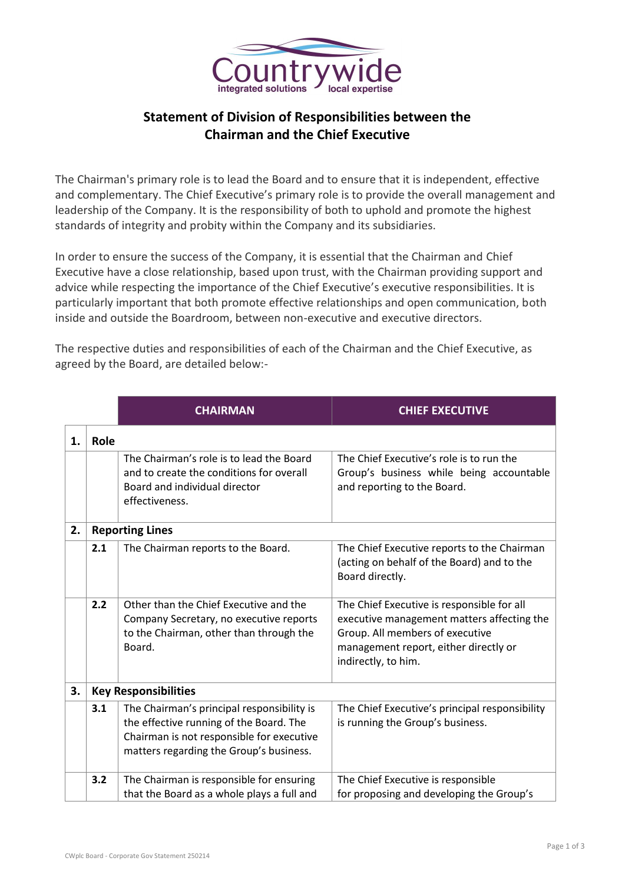# Statement of Division of Responsibilities between the Chairman and the Chief Executive

The Chairman's primary role is to lead the Board and to ensure that it is independent, effective and complementary. The Chief Executive's primary role is to provide the overall management and leadership of the Company. It is the responsibility of both to uphold and promote the highest standards of integrity and probity within the Company and its subsidiaries.

In order to ensure the success of the Company, it is essential that the Chairman and Chief Executive have a close relationship, based upon trust, with the Chairman providing support and advice while respecting the importance of the Chief Executive's executive responsibilities. It is particularly important that both promote effective relationships and open communication, both inside and outside the Boardroom, between non-executive and executive directors.

The respective duties and responsibilities of each of the Chairman and the Chief Executive, as agreed by the Board, are detailed below:-

| | | CHAIRMAN | CHIEF EXECUTIVE |
|---|---|---|---|
| **1.** | **Role** | | |
| | | The Chairman's role is to lead the Board and to create the conditions for overall Board and individual director effectiveness. | The Chief Executive's role is to run the Group's business while being accountable and reporting to the Board. |
| **2.** | **Reporting Lines** | | |
| | **2.1** | The Chairman reports to the Board. | The Chief Executive reports to the Chairman (acting on behalf of the Board) and to the Board directly. |
| | **2.2** | Other than the Chief Executive and the Company Secretary, no executive reports to the Chairman, other than through the Board. | The Chief Executive is responsible for all executive management matters affecting the Group. All members of executive management report, either directly or indirectly, to him. |
| **3.** | **Key Responsibilities** | | |
| | **3.1** | The Chairman's principal responsibility is the effective running of the Board. The Chairman is not responsible for executive matters regarding the Group's business. | The Chief Executive's principal responsibility is running the Group's business. |
| | **3.2** | The Chairman is responsible for ensuring that the Board as a whole plays a full and | The Chief Executive is responsible for proposing and developing the Group's |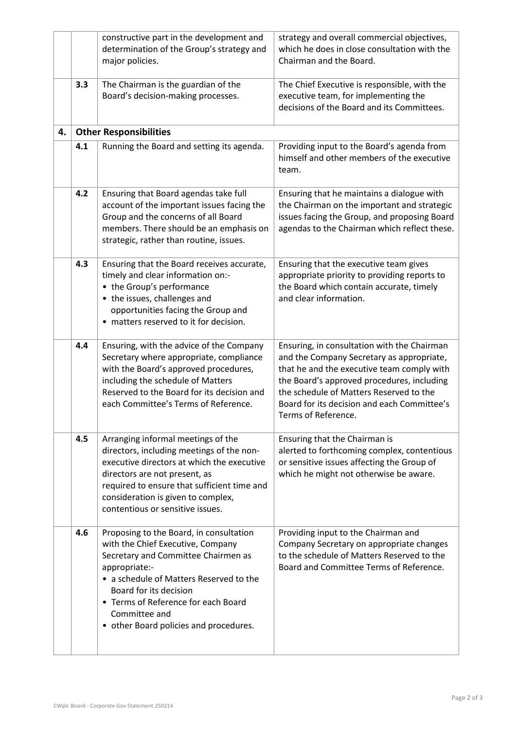| | | | |
|---|---|---|---|
| | | constructive part in the development and determination of the Group's strategy and major policies. | strategy and overall commercial objectives, which he does in close consultation with the Chairman and the Board. |
| | 3.3 | The Chairman is the guardian of the Board's decision-making processes. | The Chief Executive is responsible, with the executive team, for implementing the decisions of the Board and its Committees. |
| **4.** | **Other Responsibilities** | | |
| | 4.1 | Running the Board and setting its agenda. | Providing input to the Board's agenda from himself and other members of the executive team. |
| | 4.2 | Ensuring that Board agendas take full account of the important issues facing the Group and the concerns of all Board members. There should be an emphasis on strategic, rather than routine, issues. | Ensuring that he maintains a dialogue with the Chairman on the important and strategic issues facing the Group, and proposing Board agendas to the Chairman which reflect these. |
| | 4.3 | Ensuring that the Board receives accurate, timely and clear information on:- <br>• the Group's performance <br>• the issues, challenges and opportunities facing the Group and <br>• matters reserved to it for decision. | Ensuring that the executive team gives appropriate priority to providing reports to the Board which contain accurate, timely and clear information. |
| | 4.4 | Ensuring, with the advice of the Company Secretary where appropriate, compliance with the Board's approved procedures, including the schedule of Matters Reserved to the Board for its decision and each Committee's Terms of Reference. | Ensuring, in consultation with the Chairman and the Company Secretary as appropriate, that he and the executive team comply with the Board's approved procedures, including the schedule of Matters Reserved to the Board for its decision and each Committee's Terms of Reference. |
| | 4.5 | Arranging informal meetings of the directors, including meetings of the non-executive directors at which the executive directors are not present, as required to ensure that sufficient time and consideration is given to complex, contentious or sensitive issues. | Ensuring that the Chairman is alerted to forthcoming complex, contentious or sensitive issues affecting the Group of which he might not otherwise be aware. |
| | 4.6 | Proposing to the Board, in consultation with the Chief Executive, Company Secretary and Committee Chairmen as appropriate:- <br>• a schedule of Matters Reserved to the Board for its decision <br>• Terms of Reference for each Board Committee and <br>• other Board policies and procedures. | Providing input to the Chairman and Company Secretary on appropriate changes to the schedule of Matters Reserved to the Board and Committee Terms of Reference. |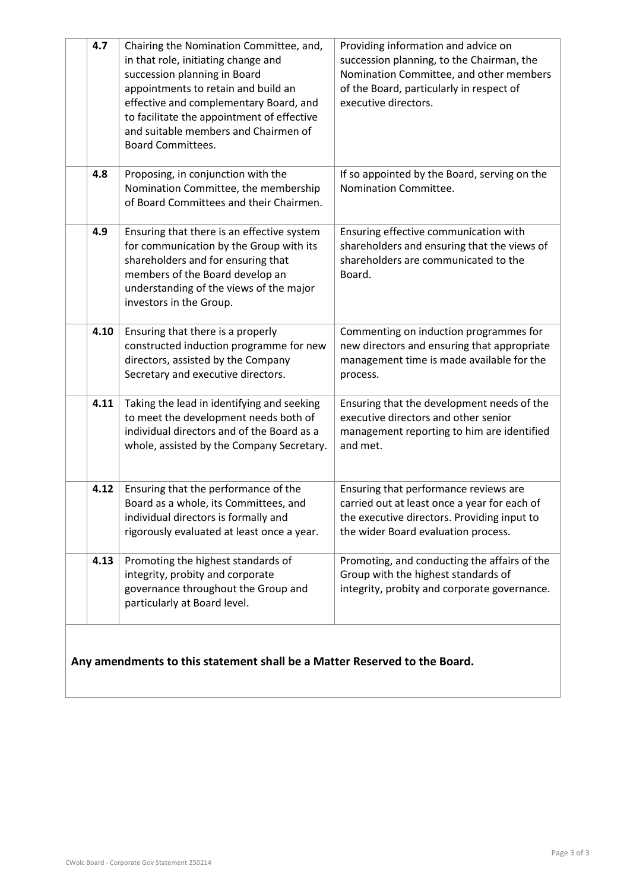| | | |
|---|---|---|
| **4.7** | Chairing the Nomination Committee, and, in that role, initiating change and succession planning in Board appointments to retain and build an effective and complementary Board, and to facilitate the appointment of effective and suitable members and Chairmen of Board Committees. | Providing information and advice on succession planning, to the Chairman, the Nomination Committee, and other members of the Board, particularly in respect of executive directors. |
| **4.8** | Proposing, in conjunction with the Nomination Committee, the membership of Board Committees and their Chairmen. | If so appointed by the Board, serving on the Nomination Committee. |
| **4.9** | Ensuring that there is an effective system for communication by the Group with its shareholders and for ensuring that members of the Board develop an understanding of the views of the major investors in the Group. | Ensuring effective communication with shareholders and ensuring that the views of shareholders are communicated to the Board. |
| **4.10** | Ensuring that there is a properly constructed induction programme for new directors, assisted by the Company Secretary and executive directors. | Commenting on induction programmes for new directors and ensuring that appropriate management time is made available for the process. |
| **4.11** | Taking the lead in identifying and seeking to meet the development needs both of individual directors and of the Board as a whole, assisted by the Company Secretary. | Ensuring that the development needs of the executive directors and other senior management reporting to him are identified and met. |
| **4.12** | Ensuring that the performance of the Board as a whole, its Committees, and individual directors is formally and rigorously evaluated at least once a year. | Ensuring that performance reviews are carried out at least once a year for each of the executive directors. Providing input to the wider Board evaluation process. |
| **4.13** | Promoting the highest standards of integrity, probity and corporate governance throughout the Group and particularly at Board level. | Promoting, and conducting the affairs of the Group with the highest standards of integrity, probity and corporate governance. |

**Any amendments to this statement shall be a Matter Reserved to the Board.**